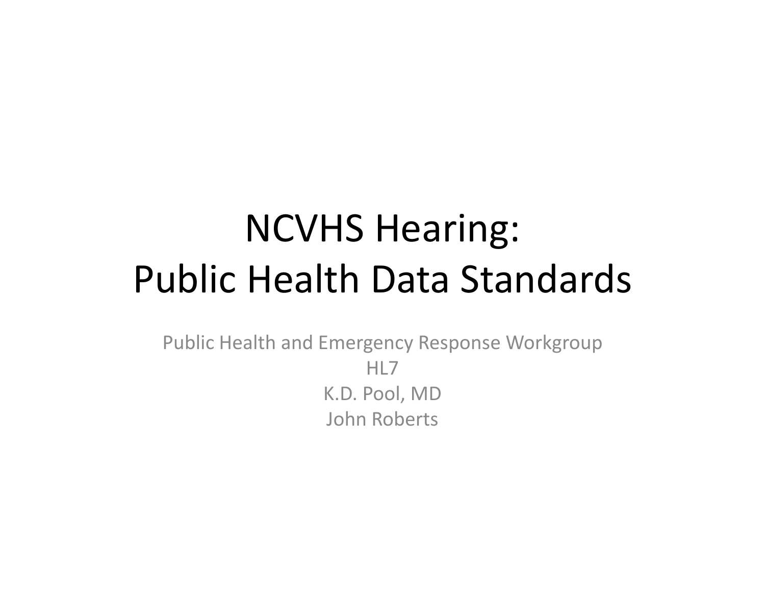# NCVHS Hearing: Public Health Data Standards

Public Health and Emergency Response Workgroup

HL7

K.D. Pool, MD

John Roberts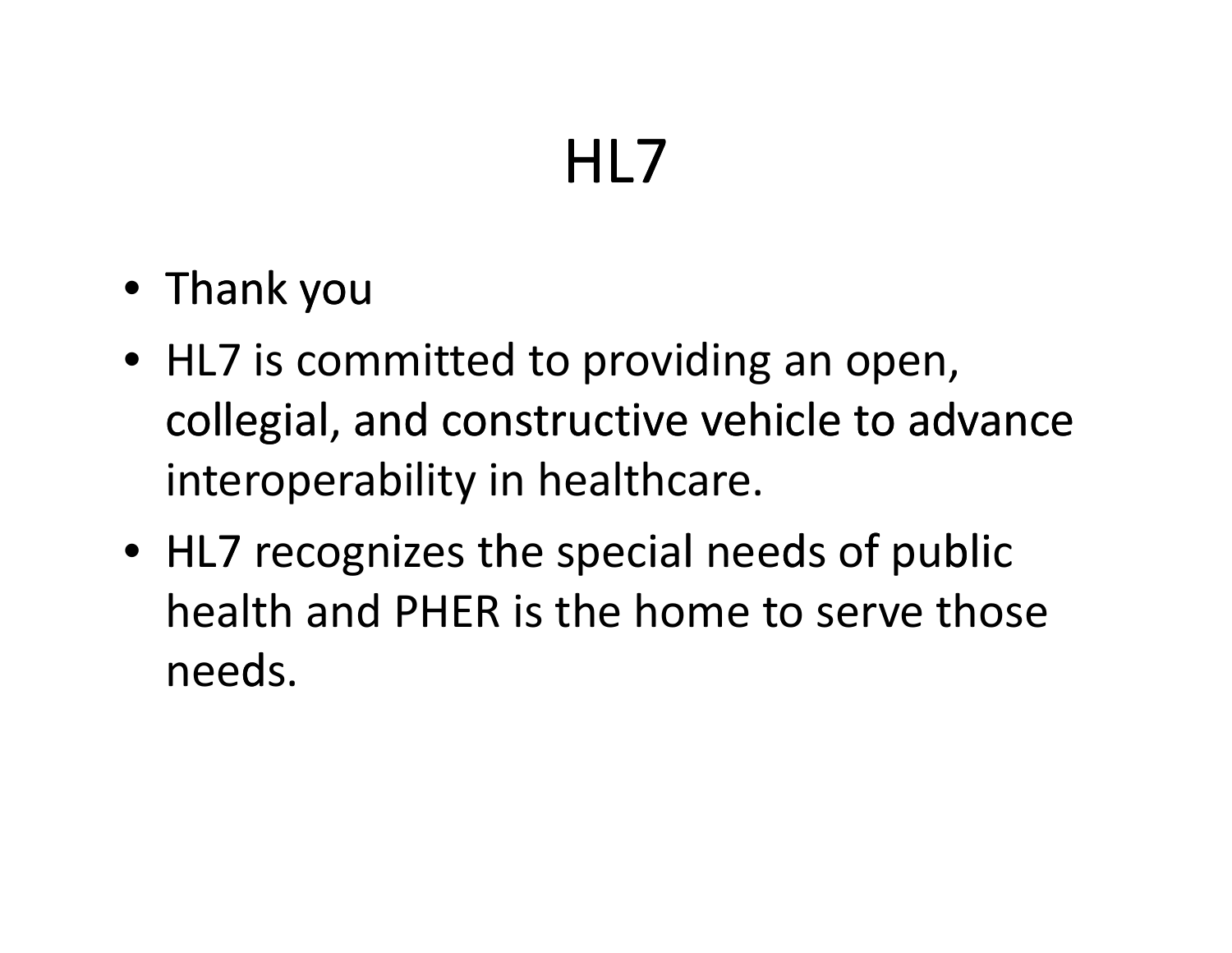# HL7

- Thank you
- HL7 is committed to providing an open, collegial, and constructive vehicle to advance interoperability in healthcare.
- HL7 recognizes the special needs of public health and PHER is the home to serve those needs.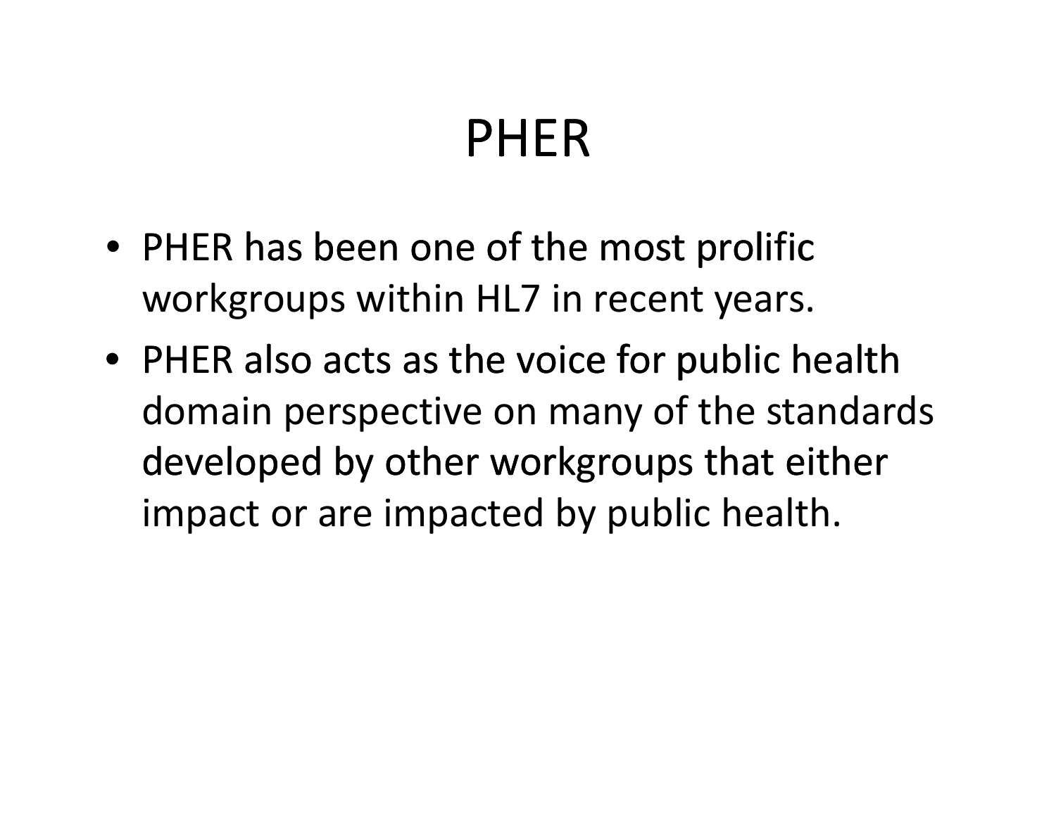# PHER

- PHER has been one of the most prolific workgroups within HL7 in recent years.
- PHER also acts as the voice for public health domain perspective on many of the standards developed by other workgroups that either impact or are impacted by public health.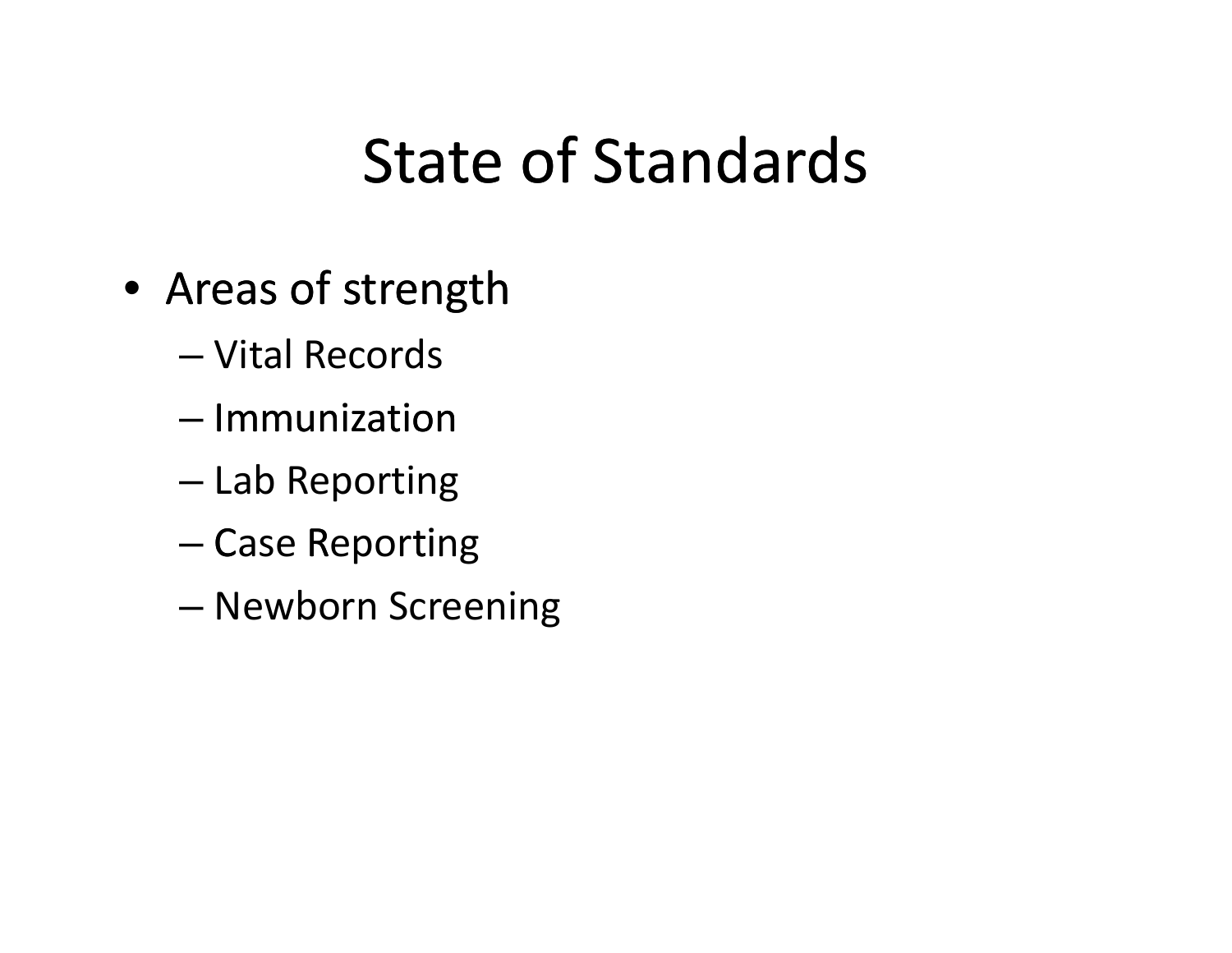# State of Standards

- Areas of strength
  - Vital Records
  - Immunization
  - Lab Reporting
  - Case Reporting
  - Newborn Screening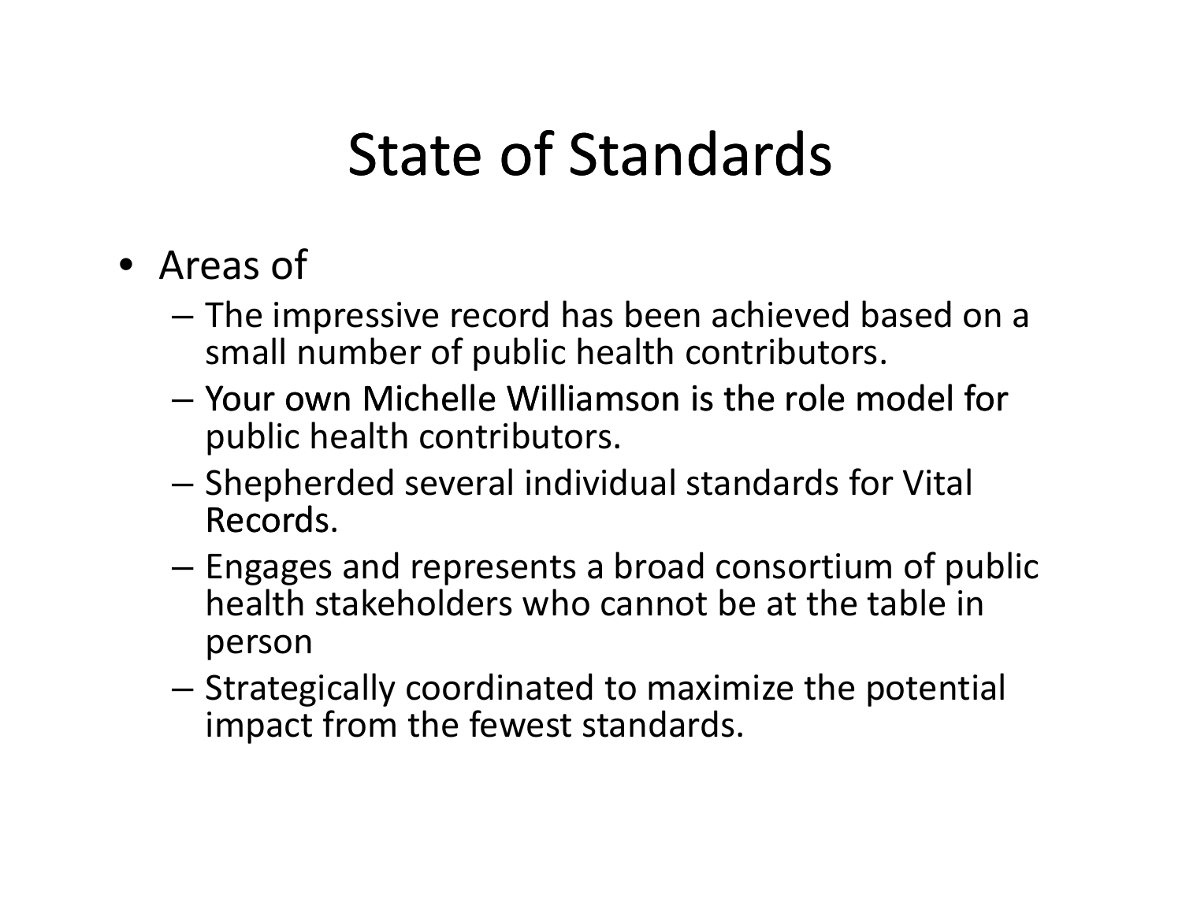# State of Standards

- Areas of
  - The impressive record has been achieved based on a small number of public health contributors.
  - Your own Michelle Williamson is the role model for public health contributors.
  - Shepherded several individual standards for Vital Records.
  - Engages and represents a broad consortium of public health stakeholders who cannot be at the table in person
  - Strategically coordinated to maximize the potential impact from the fewest standards.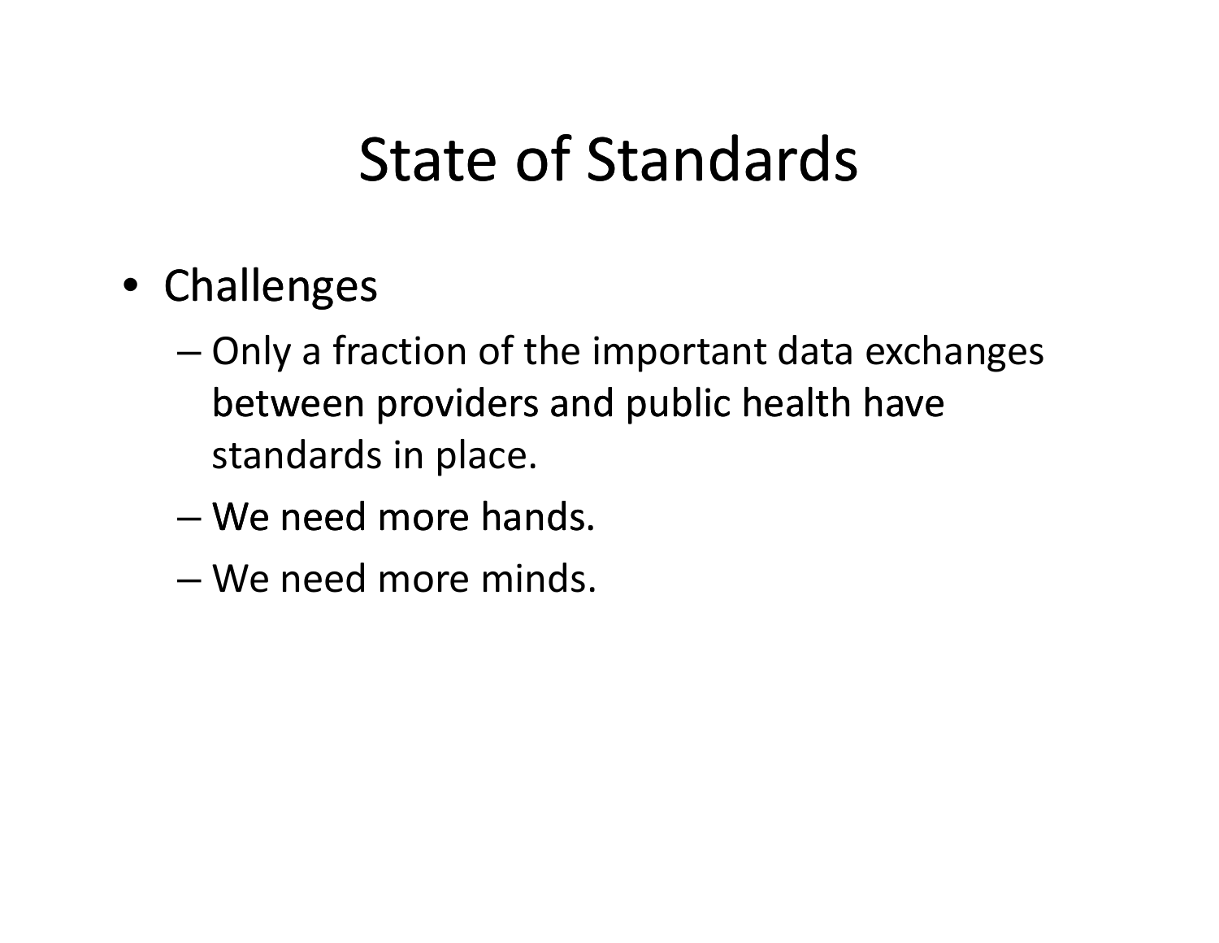# State of Standards

- Challenges
  - Only a fraction of the important data exchanges between providers and public health have standards in place.
  - We need more hands.
  - We need more minds.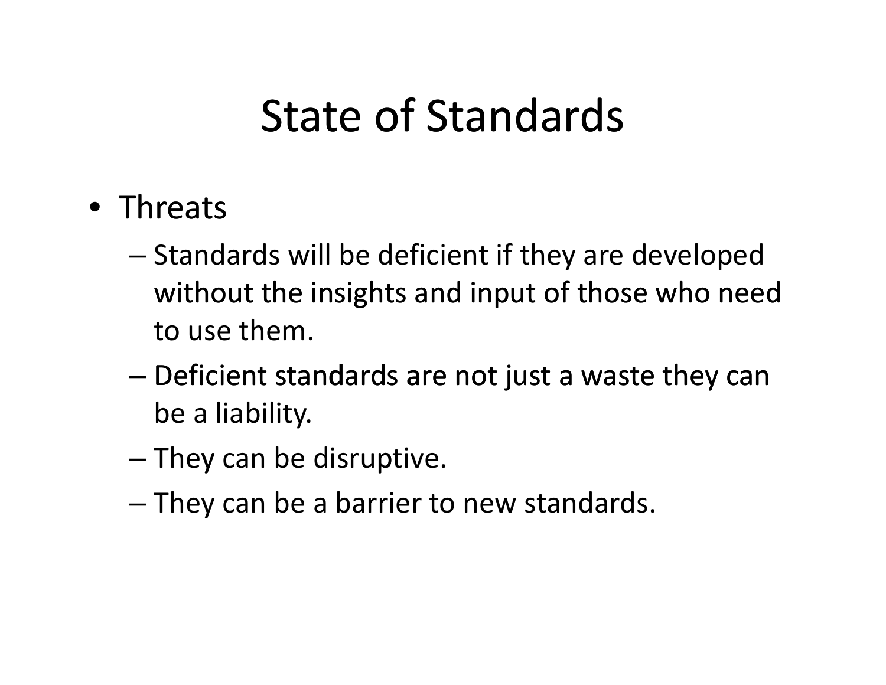# State of Standards

- Threats
  - Standards will be deficient if they are developed without the insights and input of those who need to use them.
  - Deficient standards are not just a waste they can be a liability.
  - They can be disruptive.
  - They can be a barrier to new standards.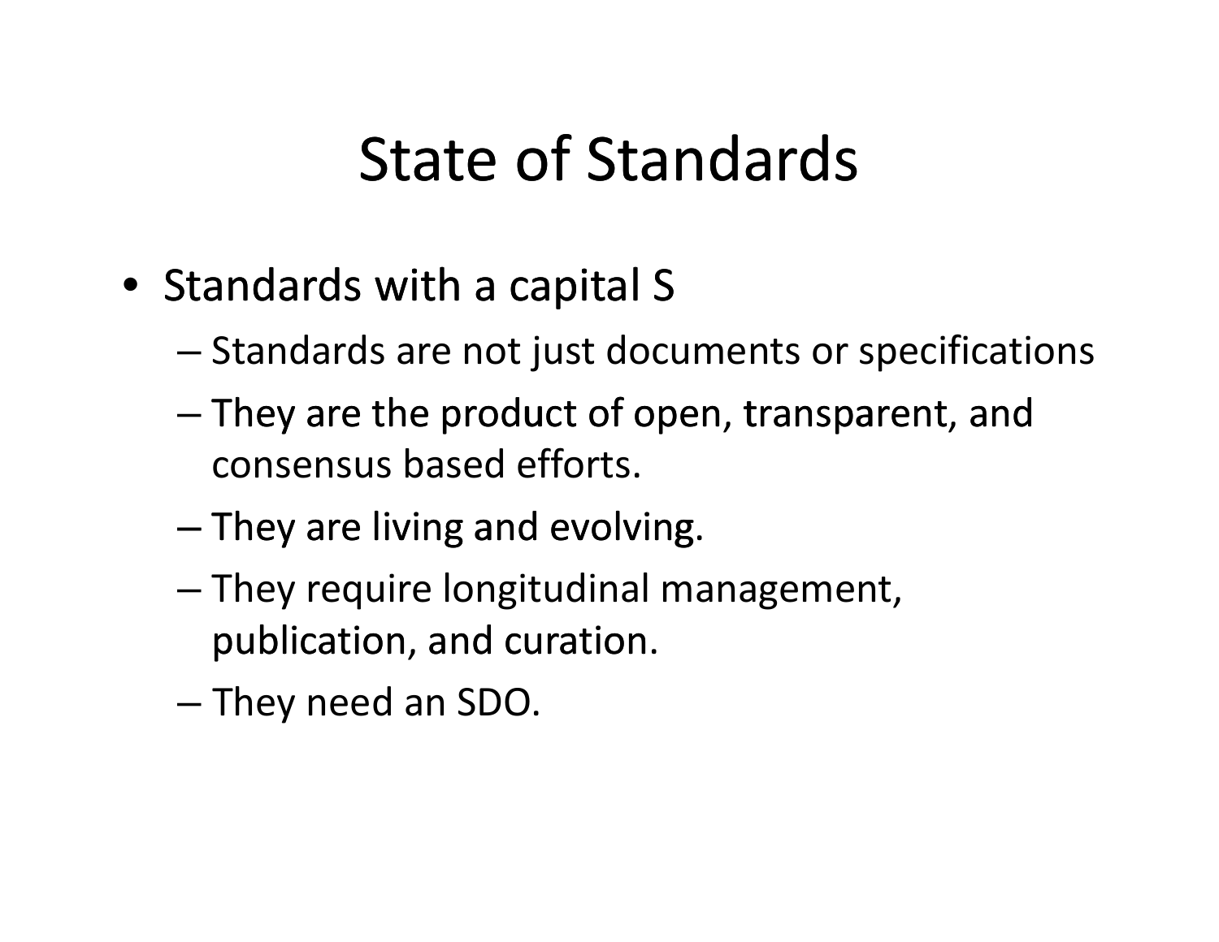# State of Standards

- Standards with a capital S
  - Standards are not just documents or specifications
  - They are the product of open, transparent, and consensus based efforts.
  - They are living and evolving.
  - They require longitudinal management, publication, and curation.
  - They need an SDO.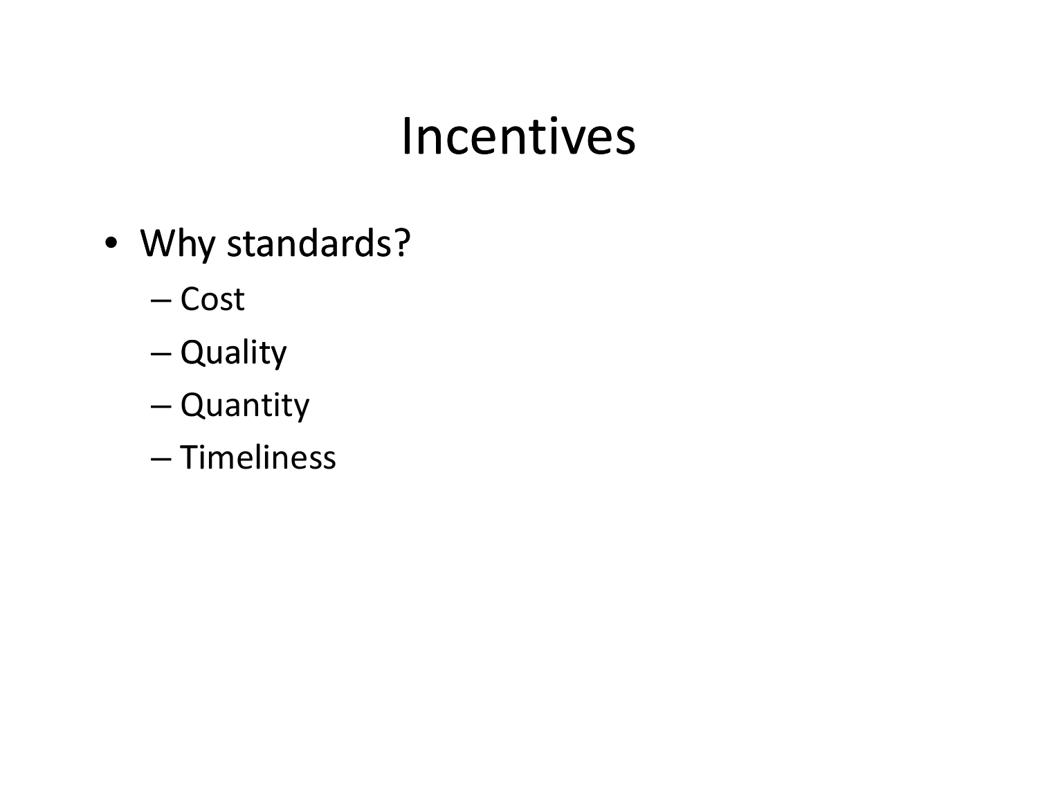# Incentives

- Why standards?
  - Cost
  - Quality
  - Quantity
  - Timeliness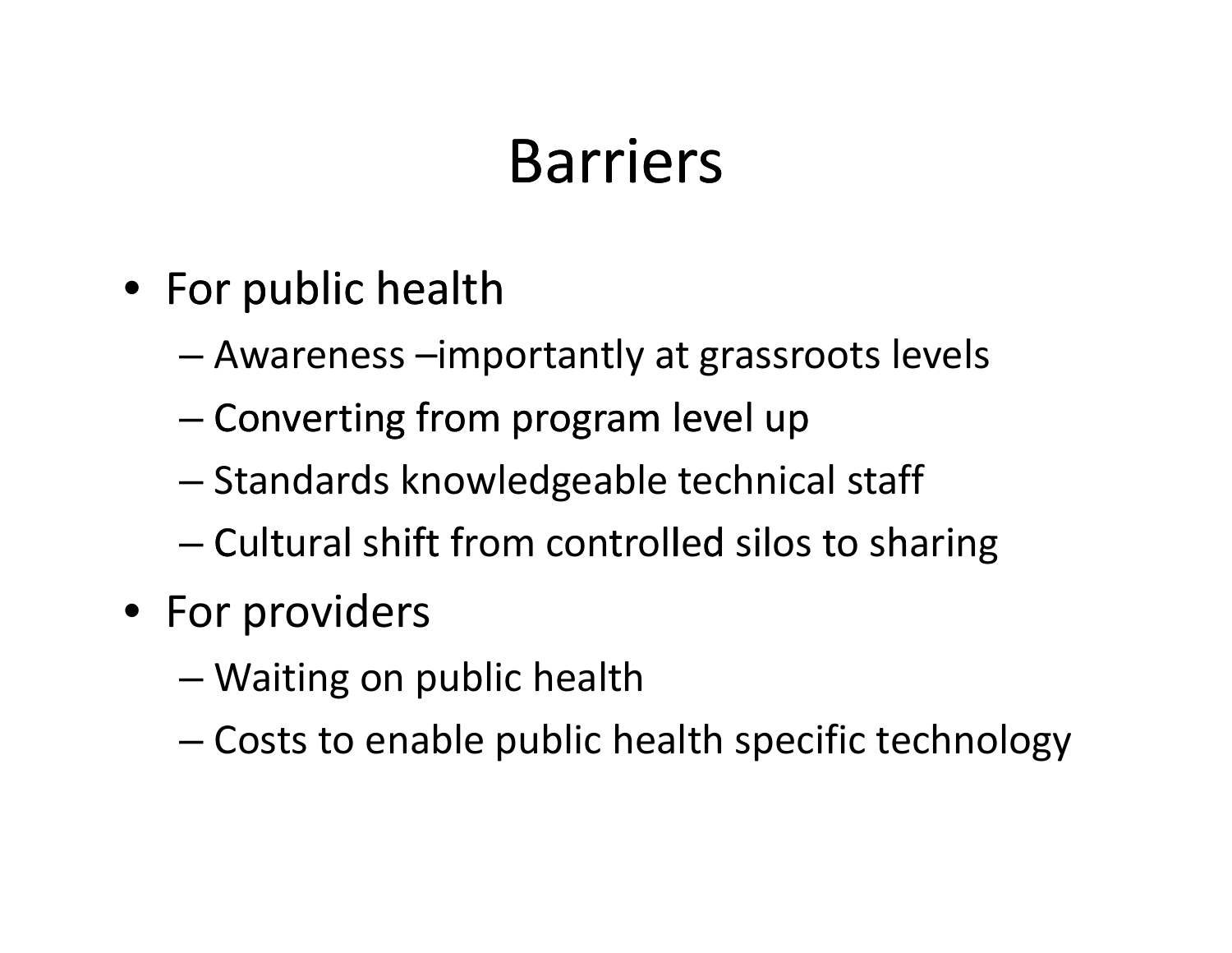# Barriers

- For public health
  - Awareness –importantly at grassroots levels
  - Converting from program level up
  - Standards knowledgeable technical staff
  - Cultural shift from controlled silos to sharing
- For providers
  - Waiting on public health
  - Costs to enable public health specific technology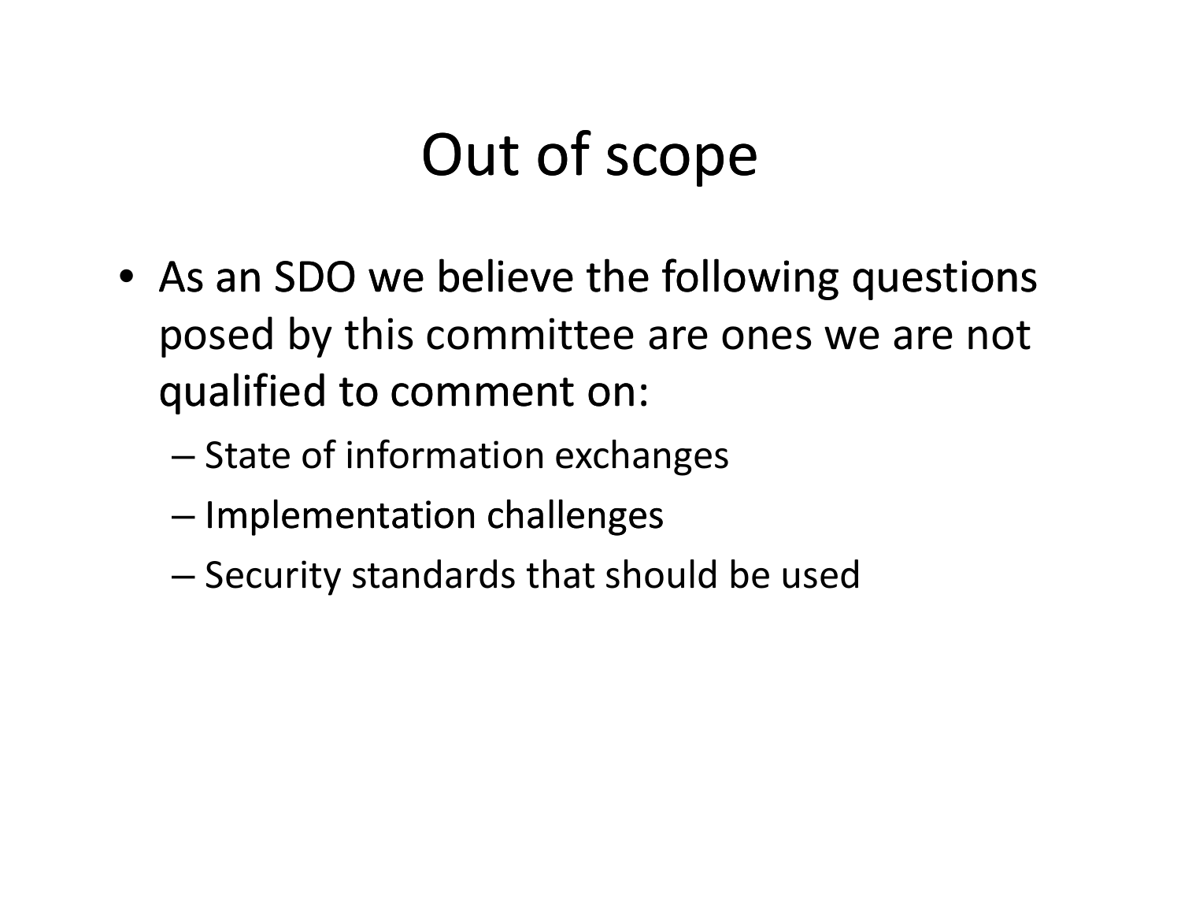# Out of scope

- As an SDO we believe the following questions posed by this committee are ones we are not qualified to comment on:
  - State of information exchanges
  - Implementation challenges
  - Security standards that should be used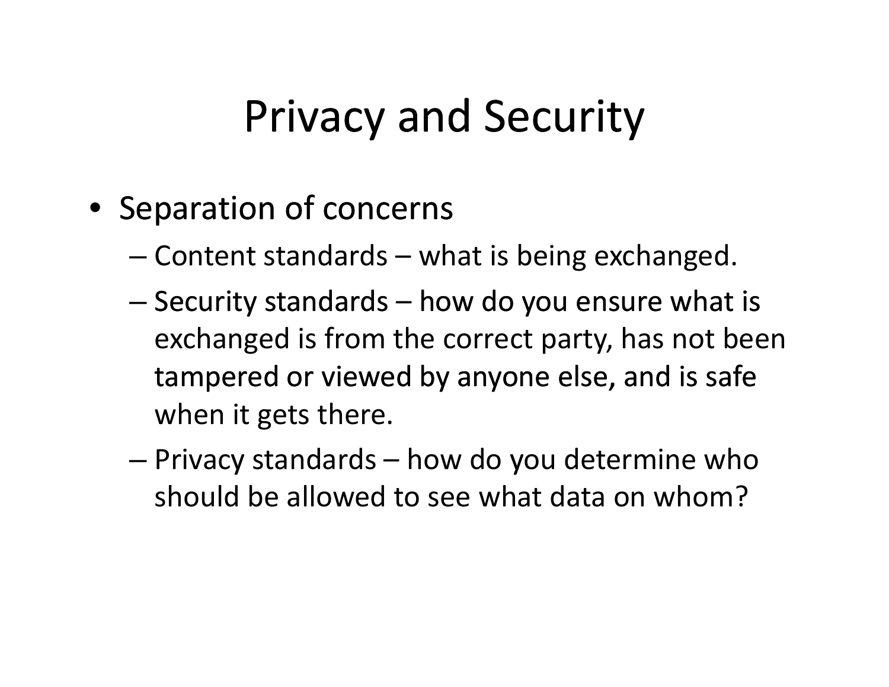# Privacy and Security

- Separation of concerns
  - Content standards – what is being exchanged.
  - Security standards – how do you ensure what is exchanged is from the correct party, has not been tampered or viewed by anyone else, and is safe when it gets there.
  - Privacy standards – how do you determine who should be allowed to see what data on whom?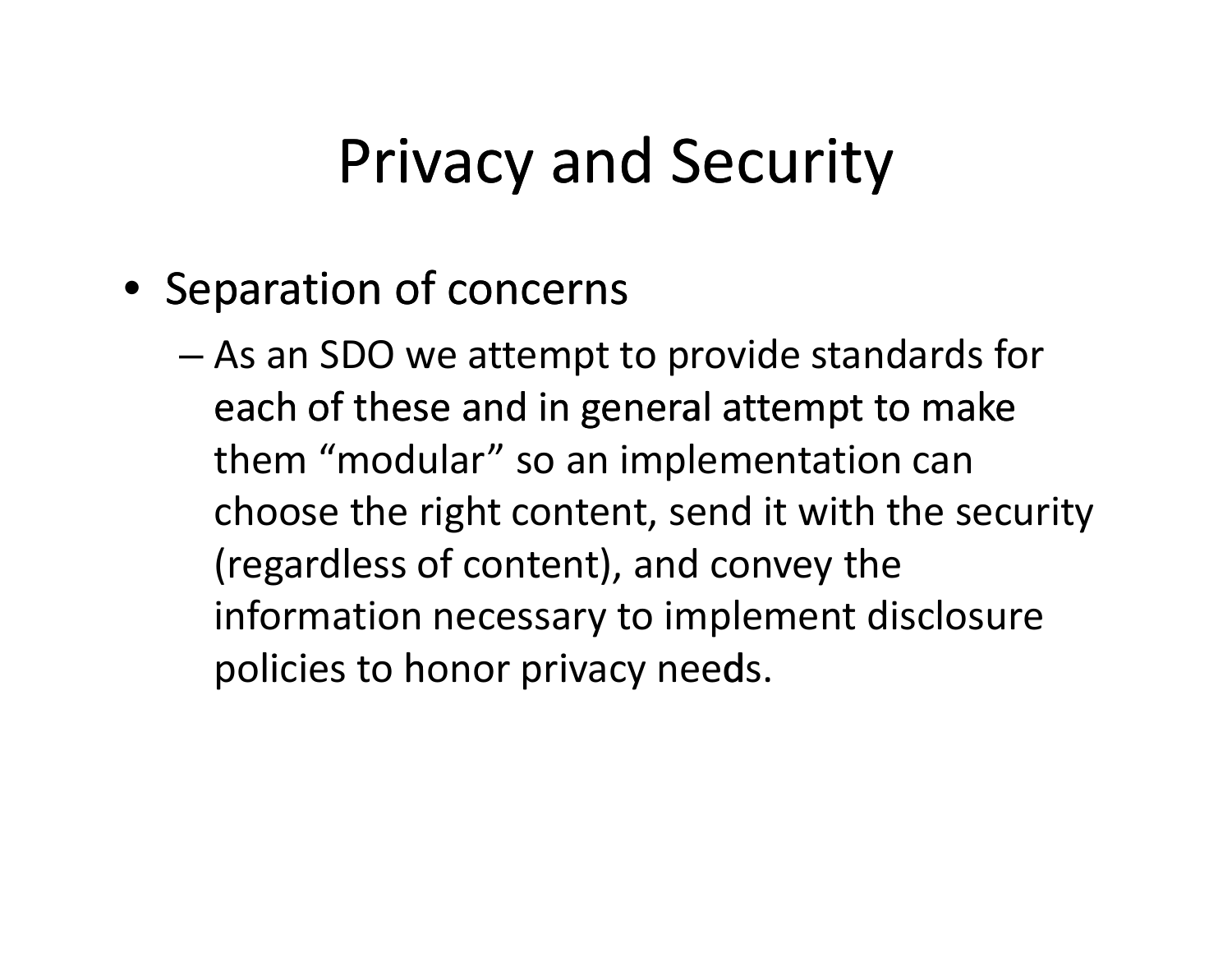# Privacy and Security

- Separation of concerns
  - As an SDO we attempt to provide standards for each of these and in general attempt to make them “modular” so an implementation can choose the right content, send it with the security (regardless of content), and convey the information necessary to implement disclosure policies to honor privacy needs.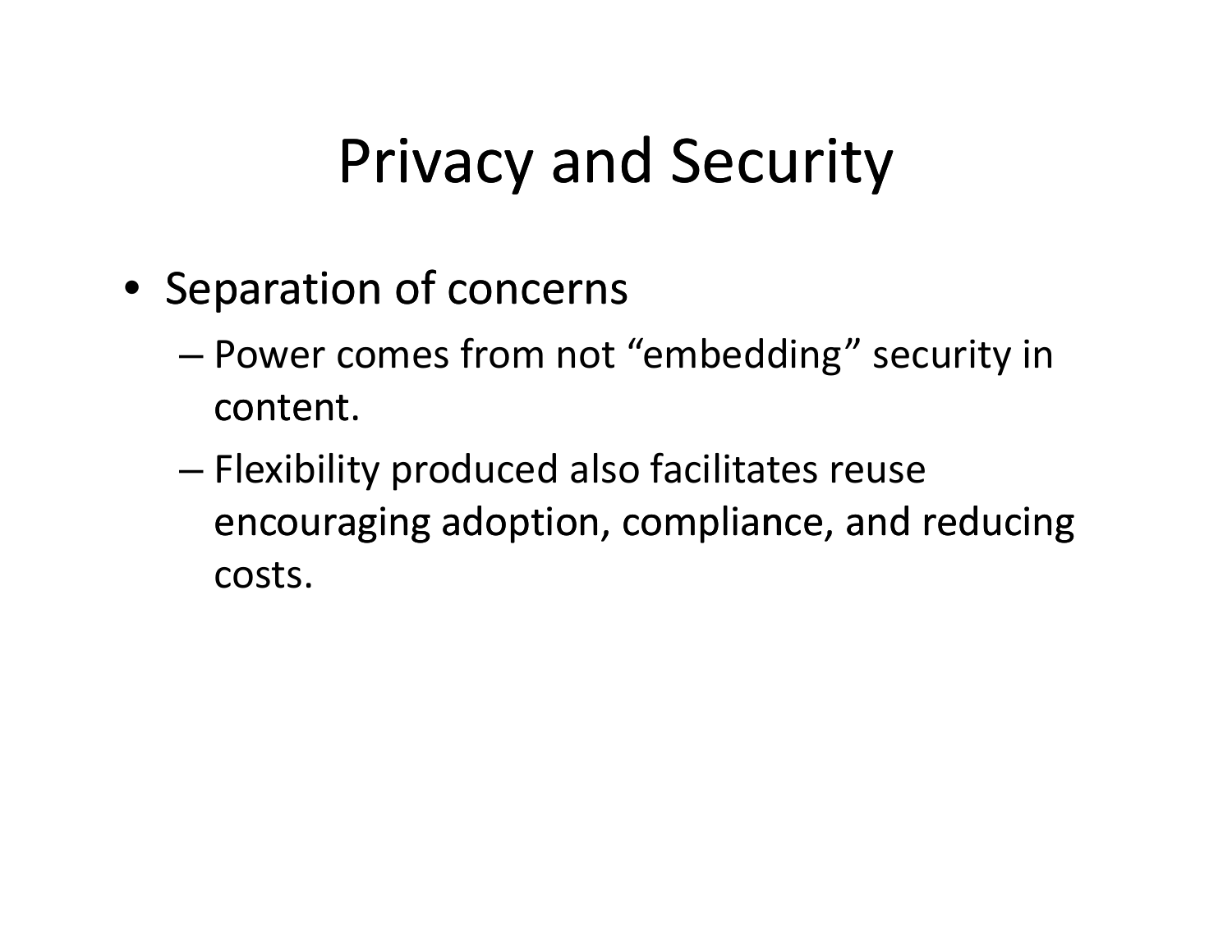# Privacy and Security

- Separation of concerns
  - Power comes from not “embedding” security in content.
  - Flexibility produced also facilitates reuse encouraging adoption, compliance, and reducing costs.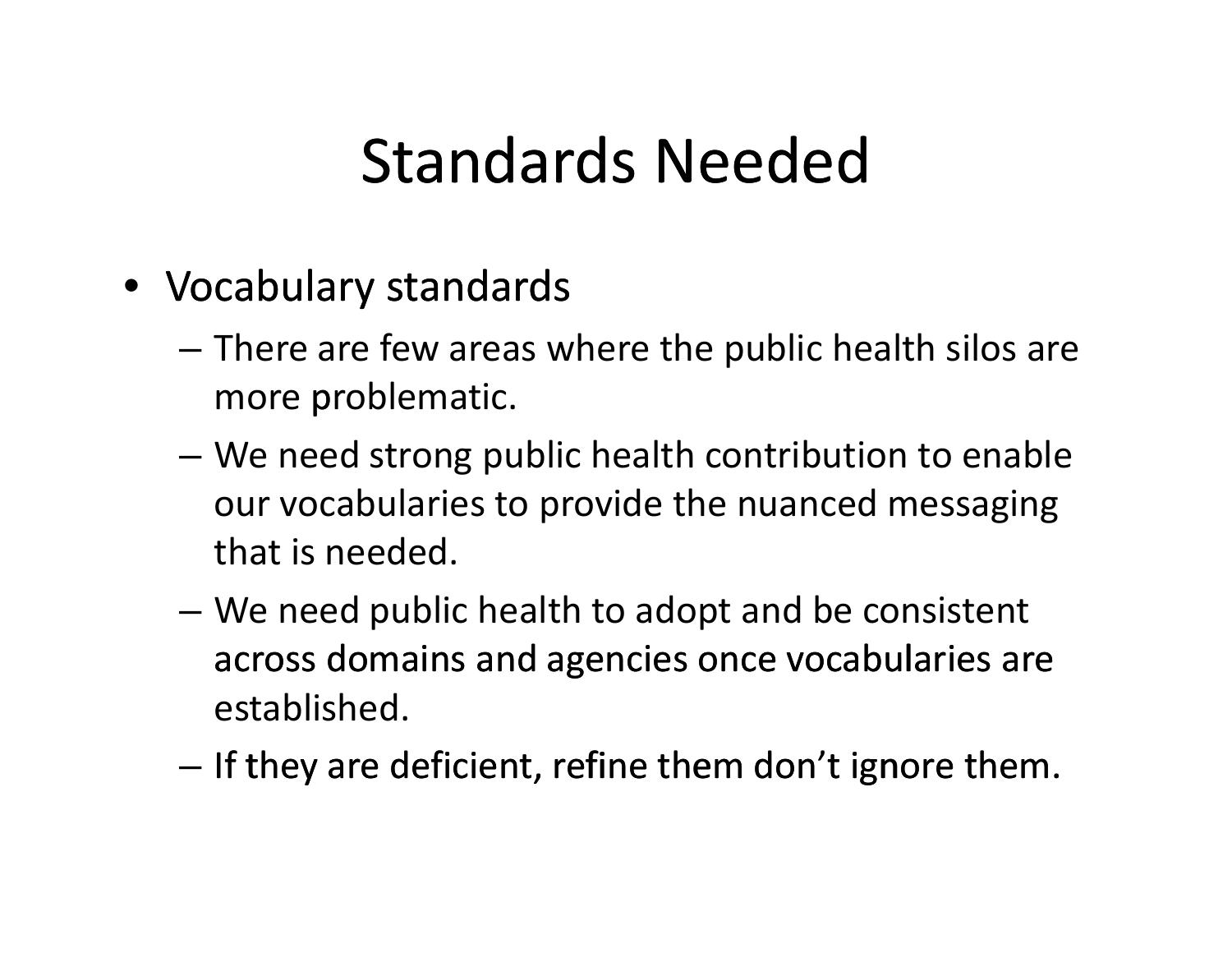# Standards Needed

- Vocabulary standards
  - There are few areas where the public health silos are more problematic.
  - We need strong public health contribution to enable our vocabularies to provide the nuanced messaging that is needed.
  - We need public health to adopt and be consistent across domains and agencies once vocabularies are established.
  - If they are deficient, refine them don't ignore them.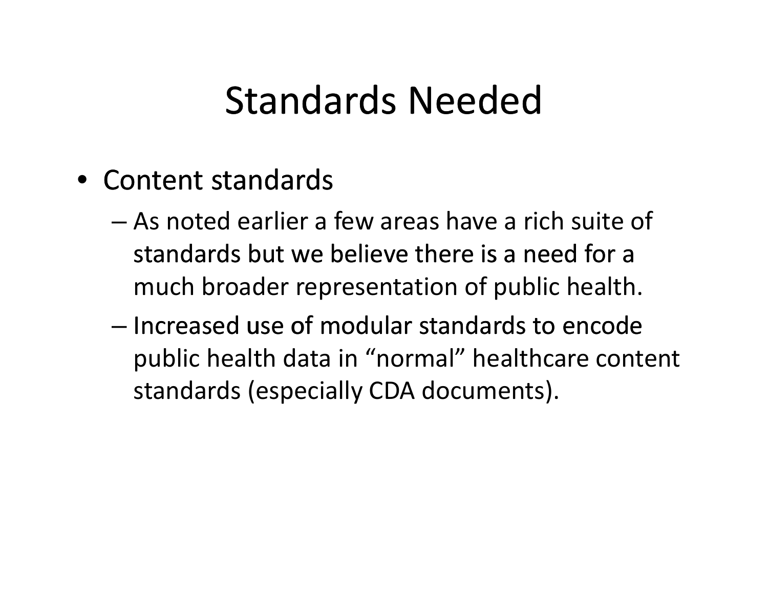# Standards Needed

- Content standards
  - As noted earlier a few areas have a rich suite of standards but we believe there is a need for a much broader representation of public health.
  - Increased use of modular standards to encode public health data in “normal” healthcare content standards (especially CDA documents).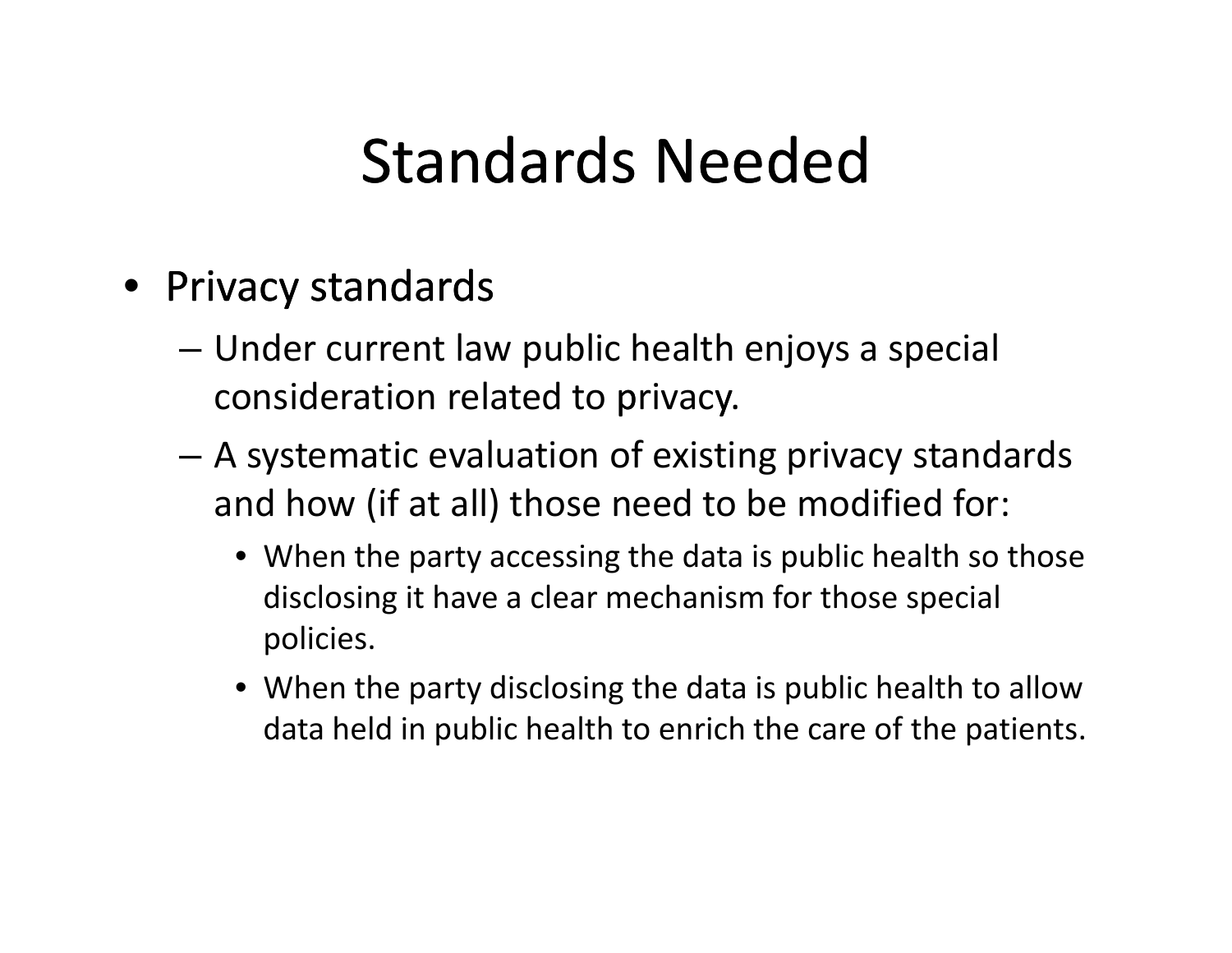# Standards Needed

- Privacy standards
  - Under current law public health enjoys a special consideration related to privacy.
  - A systematic evaluation of existing privacy standards and how (if at all) those need to be modified for:
    - When the party accessing the data is public health so those disclosing it have a clear mechanism for those special policies.
    - When the party disclosing the data is public health to allow data held in public health to enrich the care of the patients.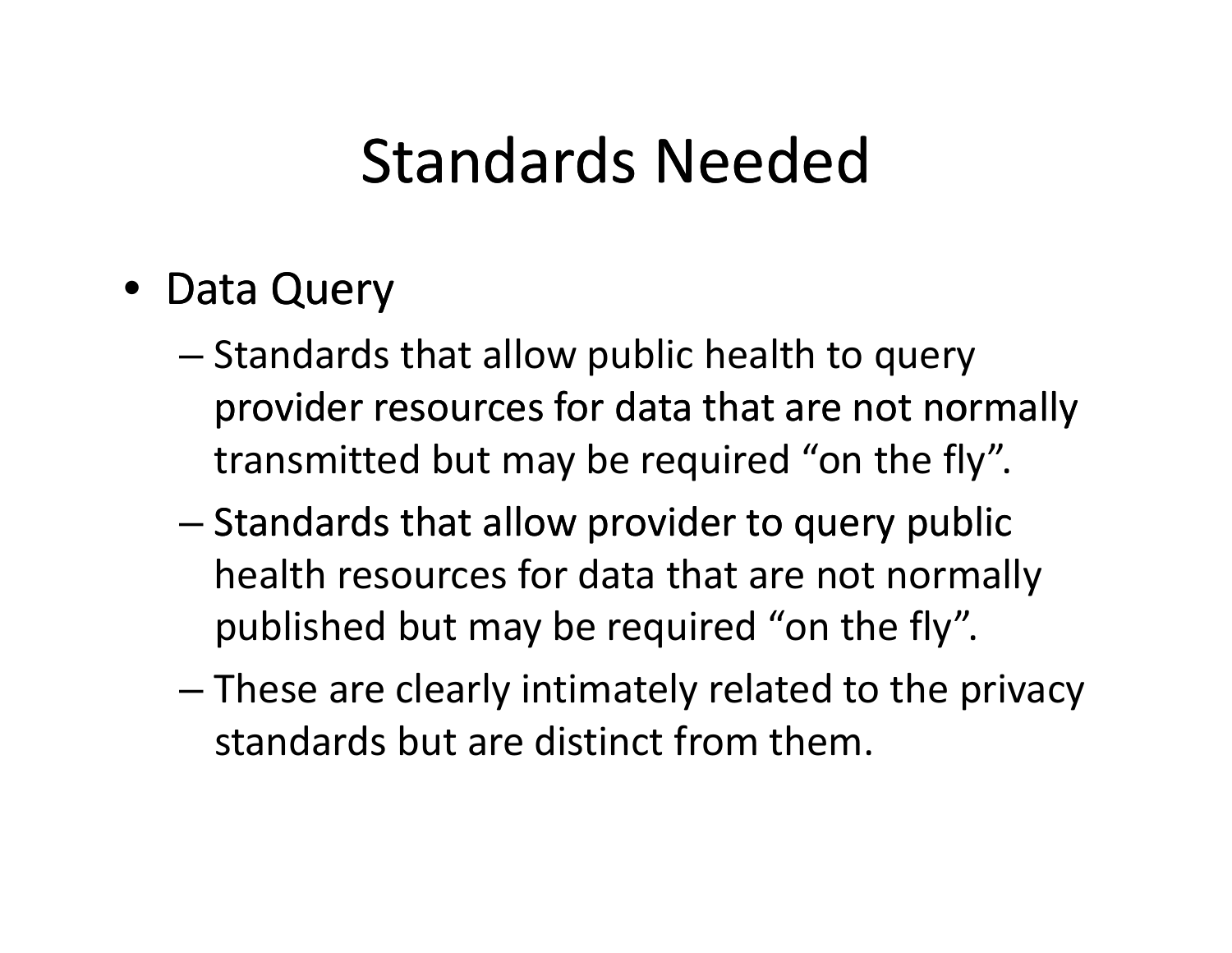# Standards Needed

- Data Query
  - Standards that allow public health to query provider resources for data that are not normally transmitted but may be required “on the fly”.
  - Standards that allow provider to query public health resources for data that are not normally published but may be required “on the fly”.
  - These are clearly intimately related to the privacy standards but are distinct from them.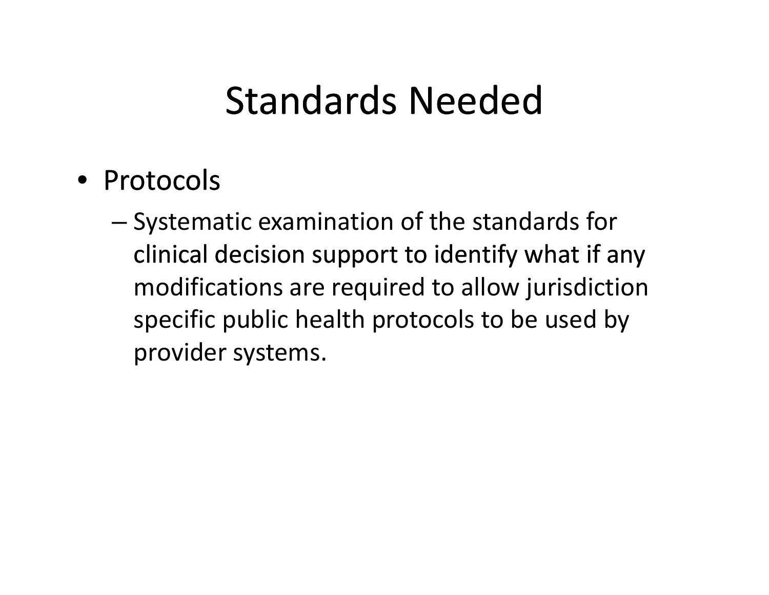# Standards Needed

- Protocols
  - Systematic examination of the standards for clinical decision support to identify what if any modifications are required to allow jurisdiction specific public health protocols to be used by provider systems.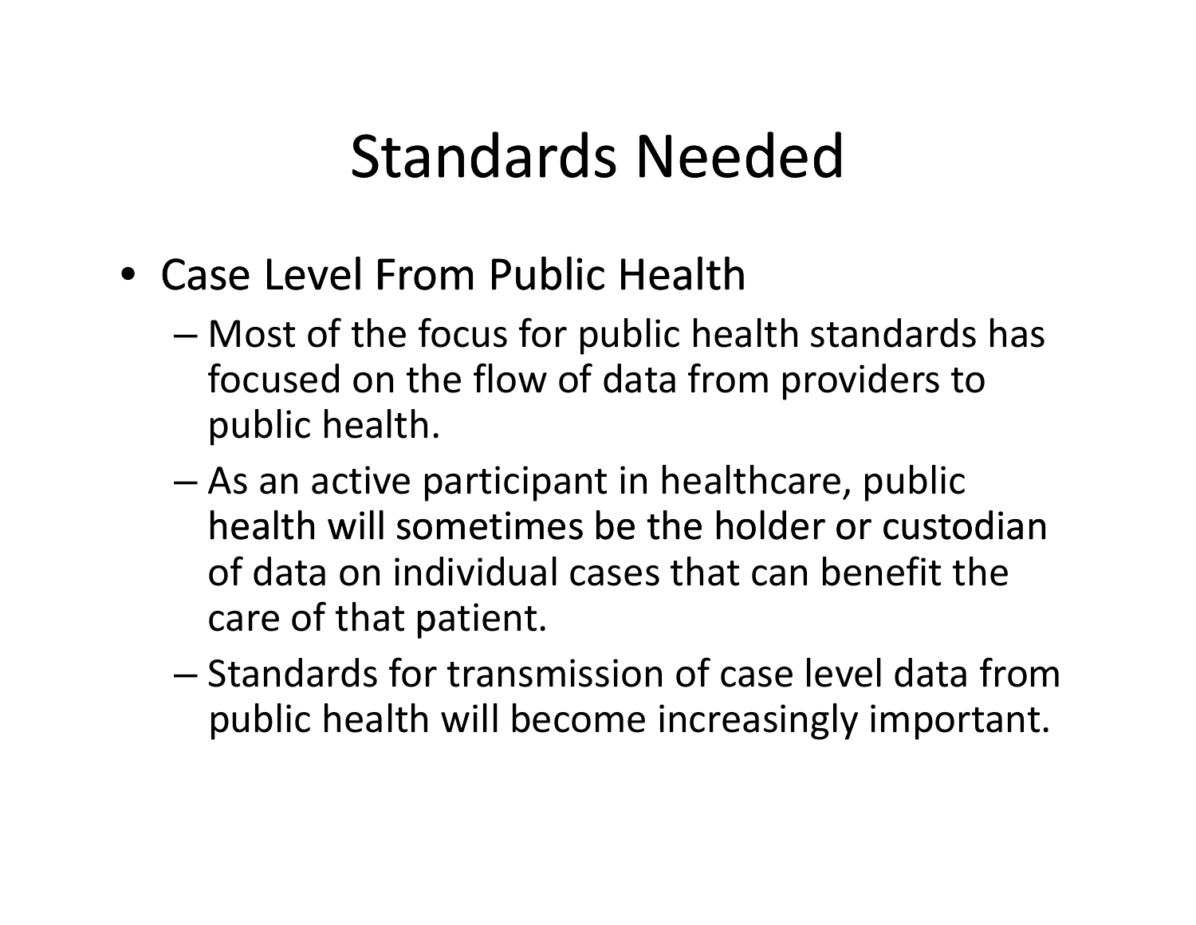# Standards Needed

- Case Level From Public Health
  - Most of the focus for public health standards has focused on the flow of data from providers to public health.
  - As an active participant in healthcare, public health will sometimes be the holder or custodian of data on individual cases that can benefit the care of that patient.
  - Standards for transmission of case level data from public health will become increasingly important.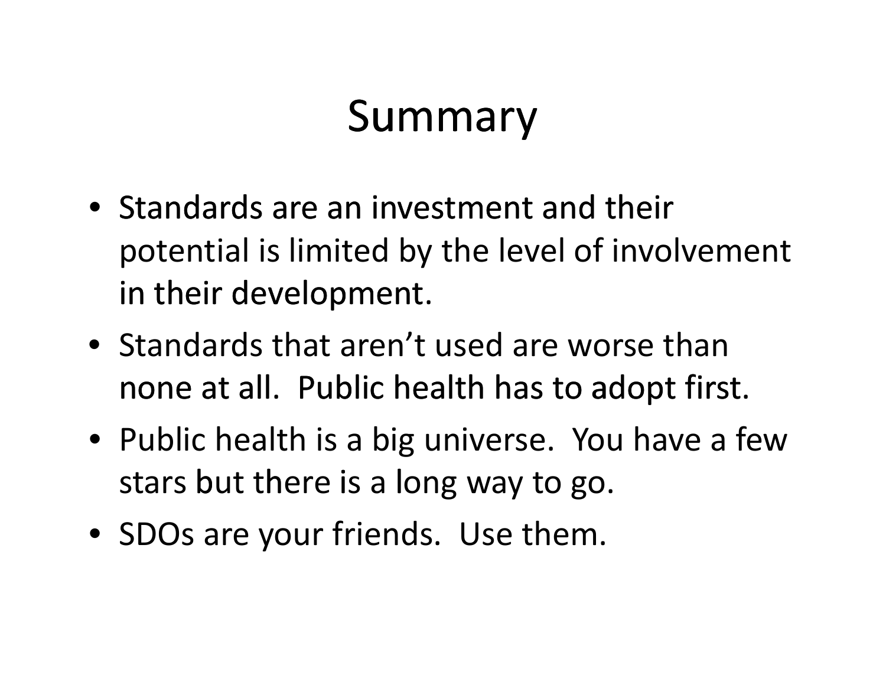# Summary

- Standards are an investment and their potential is limited by the level of involvement in their development.
- Standards that aren't used are worse than none at all. Public health has to adopt first.
- Public health is a big universe. You have a few stars but there is a long way to go.
- SDOs are your friends. Use them.